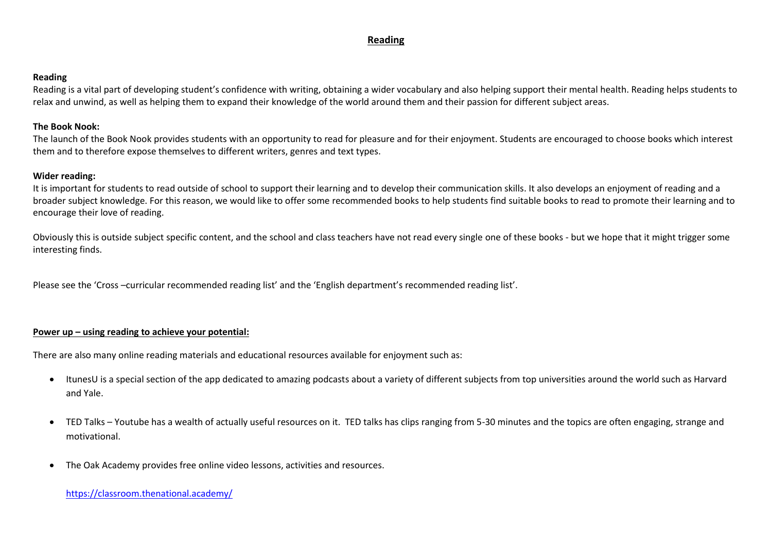# Reading

**Reading**

Reading is a vital part of developing student's confidence with writing, obtaining a wider vocabulary and also helping support their mental health. Reading helps students to relax and unwind, as well as helping them to expand their knowledge of the world around them and their passion for different subject areas.

**The Book Nook:**

The launch of the Book Nook provides students with an opportunity to read for pleasure and for their enjoyment. Students are encouraged to choose books which interest them and to therefore expose themselves to different writers, genres and text types.

**Wider reading:**

It is important for students to read outside of school to support their learning and to develop their communication skills. It also develops an enjoyment of reading and a broader subject knowledge. For this reason, we would like to offer some recommended books to help students find suitable books to read to promote their learning and to encourage their love of reading.

Obviously this is outside subject specific content, and the school and class teachers have not read every single one of these books - but we hope that it might trigger some interesting finds.

Please see the 'Cross –curricular recommended reading list' and the 'English department's recommended reading list'.

**Power up – using reading to achieve your potential:**

There are also many online reading materials and educational resources available for enjoyment such as:

- ItunesU is a special section of the app dedicated to amazing podcasts about a variety of different subjects from top universities around the world such as Harvard and Yale.
- TED Talks – Youtube has a wealth of actually useful resources on it. TED talks has clips ranging from 5-30 minutes and the topics are often engaging, strange and motivational.
- The Oak Academy provides free online video lessons, activities and resources.

  https://classroom.thenational.academy/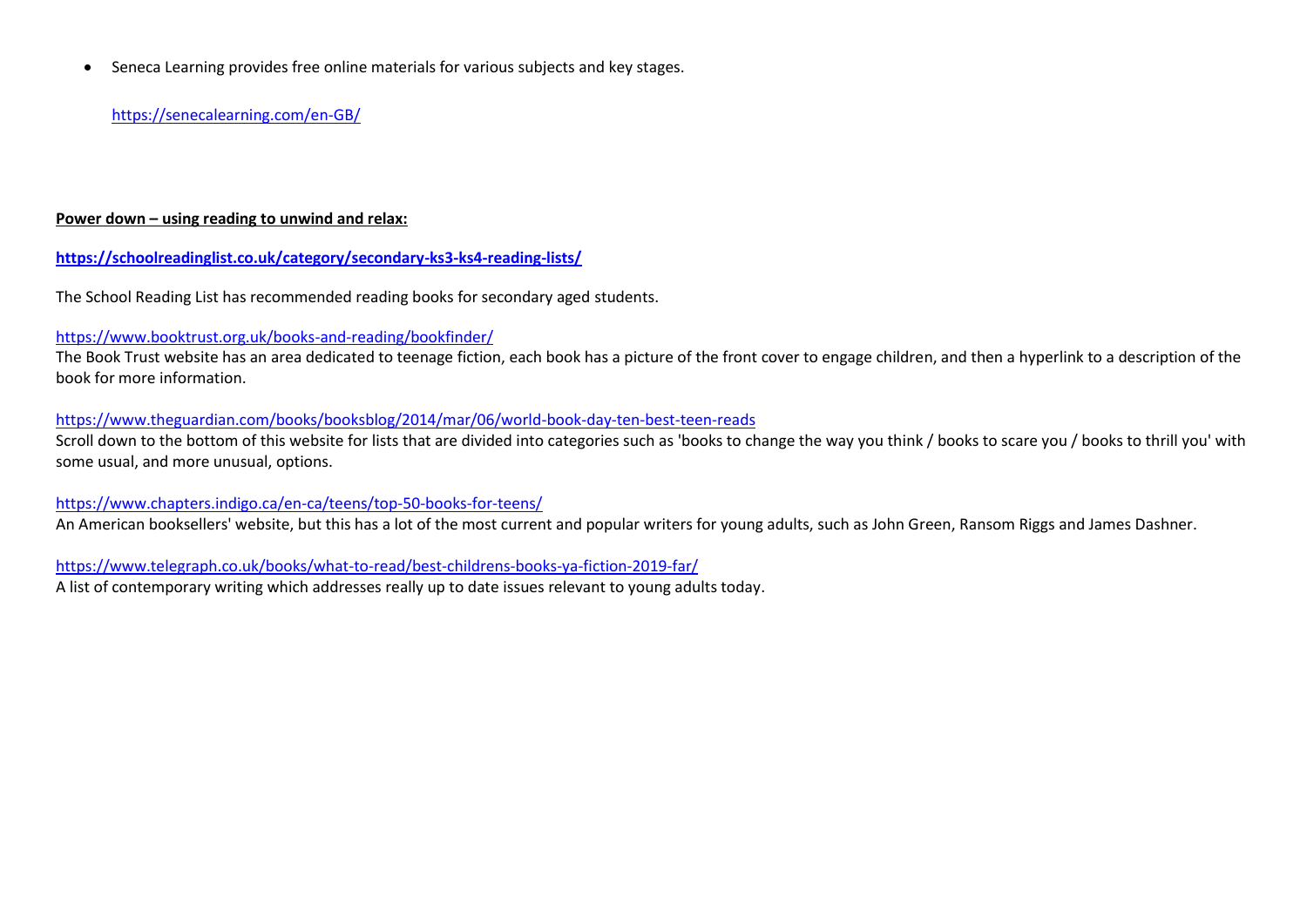- Seneca Learning provides free online materials for various subjects and key stages.

  https://senecalearning.com/en-GB/

**Power down – using reading to unwind and relax:**

**https://schoolreadinglist.co.uk/category/secondary-ks3-ks4-reading-lists/**

The School Reading List has recommended reading books for secondary aged students.

https://www.booktrust.org.uk/books-and-reading/bookfinder/
The Book Trust website has an area dedicated to teenage fiction, each book has a picture of the front cover to engage children, and then a hyperlink to a description of the book for more information.

https://www.theguardian.com/books/booksblog/2014/mar/06/world-book-day-ten-best-teen-reads
Scroll down to the bottom of this website for lists that are divided into categories such as 'books to change the way you think / books to scare you / books to thrill you' with some usual, and more unusual, options.

https://www.chapters.indigo.ca/en-ca/teens/top-50-books-for-teens/
An American booksellers' website, but this has a lot of the most current and popular writers for young adults, such as John Green, Ransom Riggs and James Dashner.

https://www.telegraph.co.uk/books/what-to-read/best-childrens-books-ya-fiction-2019-far/
A list of contemporary writing which addresses really up to date issues relevant to young adults today.